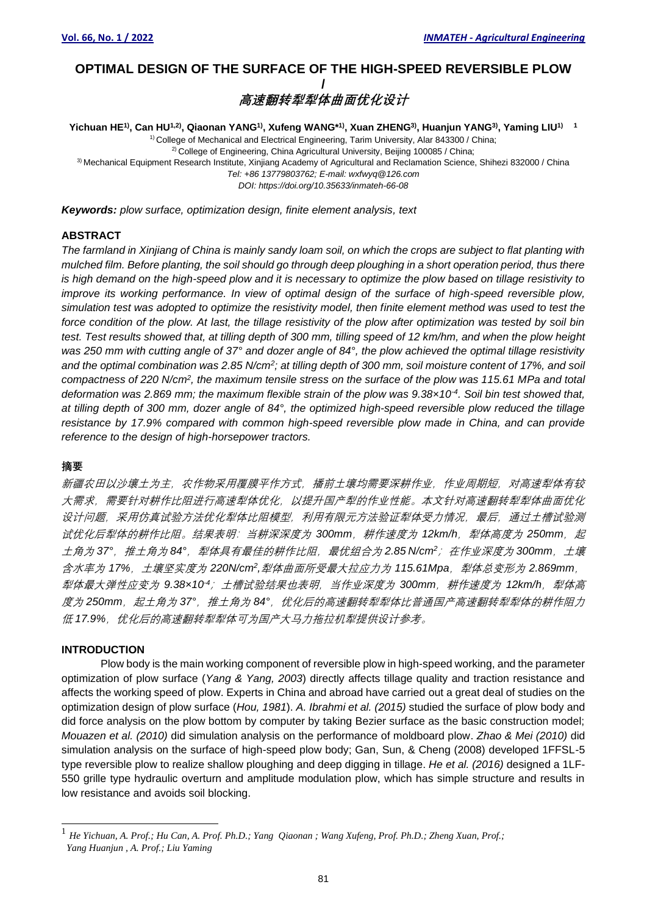# OPTIMAL DESIGN OF THE SURFACE OF THE HIGH-SPEED REVERSIBLE PLOW
# /
# 高速翻转犁犁体曲面优化设计

**Yichuan HE[1)], Can HU[1,2)], Qiaonan YANG[1)], Xufeng WANG*[1)], Xuan ZHENG[3)], Huanjun YANG[3)], Yaming LIU[1)] [1]**

[1)] College of Mechanical and Electrical Engineering, Tarim University, Alar 843300 / China;
[2)] College of Engineering, China Agricultural University, Beijing 100085 / China;
[3)] Mechanical Equipment Research Institute, Xinjiang Academy of Agricultural and Reclamation Science, Shihezi 832000 / China
*Tel: +86 13779803762; E-mail: wxfwyq@126.com*
*DOI: https://doi.org/10.35633/inmateh-66-08*

***Keywords:*** *plow surface, optimization design, finite element analysis, text*

## ABSTRACT

*The farmland in Xinjiang of China is mainly sandy loam soil, on which the crops are subject to flat planting with mulched film. Before planting, the soil should go through deep ploughing in a short operation period, thus there is high demand on the high-speed plow and it is necessary to optimize the plow based on tillage resistivity to improve its working performance. In view of optimal design of the surface of high-speed reversible plow, simulation test was adopted to optimize the resistivity model, then finite element method was used to test the force condition of the plow. At last, the tillage resistivity of the plow after optimization was tested by soil bin test. Test results showed that, at tilling depth of 300 mm, tilling speed of 12 km/hm, and when the plow height was 250 mm with cutting angle of 37° and dozer angle of 84°, the plow achieved the optimal tillage resistivity and the optimal combination was 2.85 N/cm$^2$; at tilling depth of 300 mm, soil moisture content of 17%, and soil compactness of 220 N/cm$^2$, the maximum tensile stress on the surface of the plow was 115.61 MPa and total deformation was 2.869 mm; the maximum flexible strain of the plow was 9.38×10$^{-4}$. Soil bin test showed that, at tilling depth of 300 mm, dozer angle of 84°, the optimized high-speed reversible plow reduced the tillage resistance by 17.9% compared with common high-speed reversible plow made in China, and can provide reference to the design of high-horsepower tractors.*

## 摘要

*新疆农田以沙壤土为主，农作物采用覆膜平作方式，播前土壤均需要深耕作业，作业周期短，对高速犁体有较大需求，需要针对耕作比阻进行高速犁体优化，以提升国产犁的作业性能。本文针对高速翻转犁犁体曲面优化设计问题，采用仿真试验方法优化犁体比阻模型，利用有限元方法验证犁体受力情况，最后，通过土槽试验测试优化后犁体的耕作比阻。结果表明：当耕深深度为 300mm，耕作速度为 12km/h，犁体高度为 250mm，起土角为 37°，推土角为 84°，犁体具有最佳的耕作比阻，最优组合为 2.85 N/cm$^2$；在作业深度为 300mm，土壤含水率为 17%，土壤坚实度为 220N/cm$^2$，犁体曲面所受最大拉应力为 115.61Mpa，犁体总变形为 2.869mm，犁体最大弹性应变为 9.38×10$^{-4}$；土槽试验结果也表明，当作业深度为 300mm，耕作速度为 12km/h，犁体高度为 250mm，起土角为 37°，推土角为 84°，优化后的高速翻转犁犁体比普通国产高速翻转犁犁体的耕作阻力低 17.9%，优化后的高速翻转犁犁体可为国产大马力拖拉机犁提供设计参考。*

## INTRODUCTION

Plow body is the main working component of reversible plow in high-speed working, and the parameter optimization of plow surface (*Yang & Yang, 2003*) directly affects tillage quality and traction resistance and affects the working speed of plow. Experts in China and abroad have carried out a great deal of studies on the optimization design of plow surface (*Hou, 1981*). *A. Ibrahmi et al. (2015)* studied the surface of plow body and did force analysis on the plow bottom by computer by taking Bezier surface as the basic construction model; *Mouazen et al. (2010)* did simulation analysis on the performance of moldboard plow. *Zhao & Mei (2010)* did simulation analysis on the surface of high-speed plow body; Gan, Sun, & Cheng (2008) developed 1FFSL-5 type reversible plow to realize shallow ploughing and deep digging in tillage. *He et al. (2016)* designed a 1LF-550 grille type hydraulic overturn and amplitude modulation plow, which has simple structure and results in low resistance and avoids soil blocking.

---

[1] *He Yichuan, A. Prof.; Hu Can, A. Prof. Ph.D.; Yang Qiaonan ; Wang Xufeng, Prof. Ph.D.; Zheng Xuan, Prof.; Yang Huanjun , A. Prof.; Liu Yaming*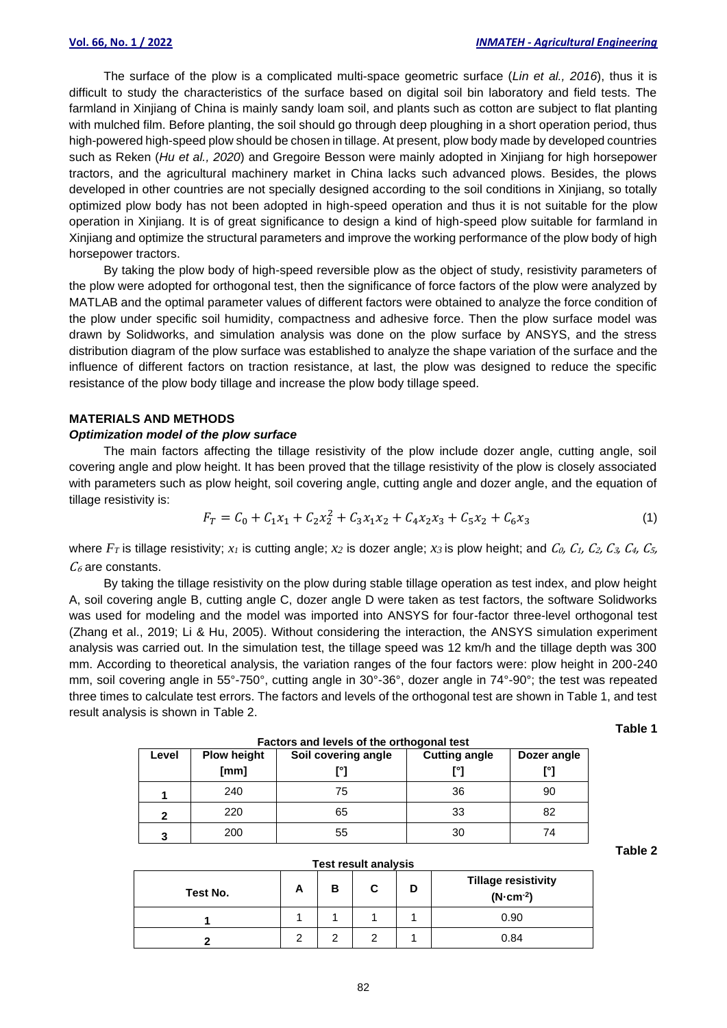The surface of the plow is a complicated multi-space geometric surface (*Lin et al., 2016*), thus it is difficult to study the characteristics of the surface based on digital soil bin laboratory and field tests. The farmland in Xinjiang of China is mainly sandy loam soil, and plants such as cotton are subject to flat planting with mulched film. Before planting, the soil should go through deep ploughing in a short operation period, thus high-powered high-speed plow should be chosen in tillage. At present, plow body made by developed countries such as Reken (*Hu et al., 2020*) and Gregoire Besson were mainly adopted in Xinjiang for high horsepower tractors, and the agricultural machinery market in China lacks such advanced plows. Besides, the plows developed in other countries are not specially designed according to the soil conditions in Xinjiang, so totally optimized plow body has not been adopted in high-speed operation and thus it is not suitable for the plow operation in Xinjiang. It is of great significance to design a kind of high-speed plow suitable for farmland in Xinjiang and optimize the structural parameters and improve the working performance of the plow body of high horsepower tractors.

By taking the plow body of high-speed reversible plow as the object of study, resistivity parameters of the plow were adopted for orthogonal test, then the significance of force factors of the plow were analyzed by MATLAB and the optimal parameter values of different factors were obtained to analyze the force condition of the plow under specific soil humidity, compactness and adhesive force. Then the plow surface model was drawn by Solidworks, and simulation analysis was done on the plow surface by ANSYS, and the stress distribution diagram of the plow surface was established to analyze the shape variation of the surface and the influence of different factors on traction resistance, at last, the plow was designed to reduce the specific resistance of the plow body tillage and increase the plow body tillage speed.

## MATERIALS AND METHODS

### *Optimization model of the plow surface*

The main factors affecting the tillage resistivity of the plow include dozer angle, cutting angle, soil covering angle and plow height. It has been proved that the tillage resistivity of the plow is closely associated with parameters such as plow height, soil covering angle, cutting angle and dozer angle, and the equation of tillage resistivity is:

$$F_T = C_0 + C_1x_1 + C_2x_2^2 + C_3x_1x_2 + C_4x_2x_3 + C_5x_2 + C_6x_3 \tag{1}$$

where $F_T$ is tillage resistivity; $x_1$ is cutting angle; $x_2$ is dozer angle; $x_3$ is plow height; and $C_0$, $C_1$, $C_2$, $C_3$, $C_4$, $C_5$, $C_6$ are constants.

By taking the tillage resistivity on the plow during stable tillage operation as test index, and plow height A, soil covering angle B, cutting angle C, dozer angle D were taken as test factors, the software Solidworks was used for modeling and the model was imported into ANSYS for four-factor three-level orthogonal test (Zhang et al., 2019; Li & Hu, 2005). Without considering the interaction, the ANSYS simulation experiment analysis was carried out. In the simulation test, the tillage speed was 12 km/h and the tillage depth was 300 mm. According to theoretical analysis, the variation ranges of the four factors were: plow height in 200-240 mm, soil covering angle in 55°-750°, cutting angle in 30°-36°, dozer angle in 74°-90°; the test was repeated three times to calculate test errors. The factors and levels of the orthogonal test are shown in Table 1, and test result analysis is shown in Table 2.

**Table 1**

**Factors and levels of the orthogonal test**

| Level | Plow height [mm] | Soil covering angle [°] | Cutting angle [°] | Dozer angle [°] |
|---|---|---|---|---|
| **1** | 240 | 75 | 36 | 90 |
| **2** | 220 | 65 | 33 | 82 |
| **3** | 200 | 55 | 30 | 74 |

**Table 2**

**Test result analysis**

| Test No. | A | B | C | D | Tillage resistivity ($N \cdot cm^{-2}$) |
|---|---|---|---|---|---|
| **1** | 1 | 1 | 1 | 1 | 0.90 |
| **2** | 2 | 2 | 2 | 1 | 0.84 |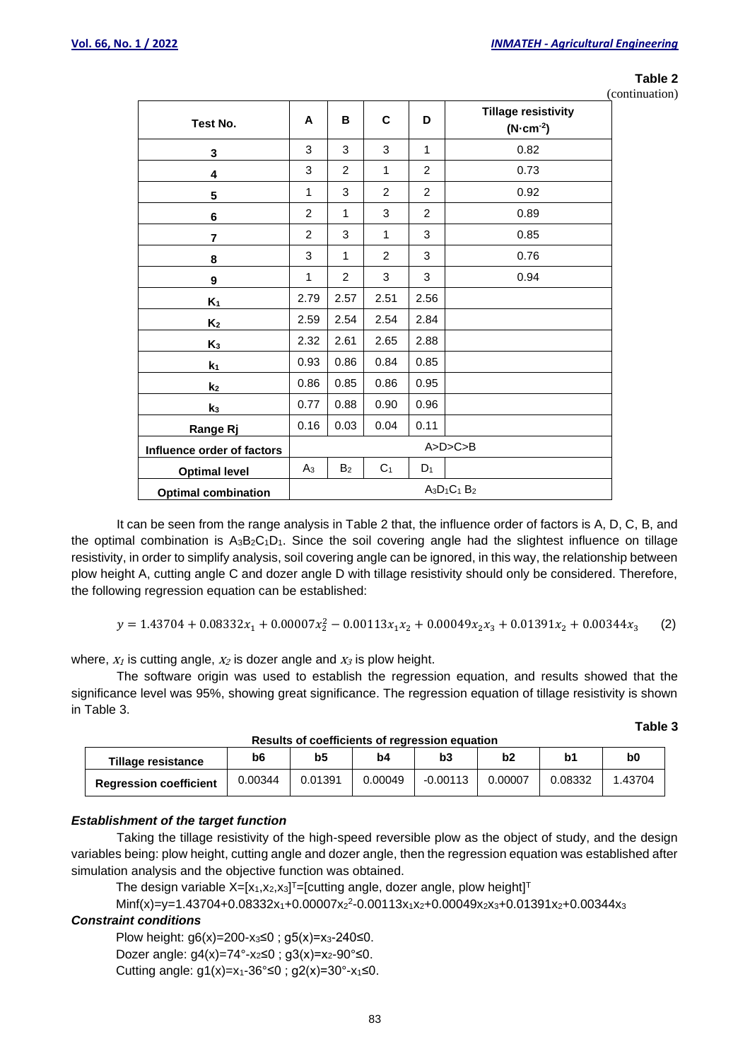**Table 2**

(continuation)

| Test No. | A | B | C | D | Tillage resistivity ($N \cdot cm^{-2}$) |
|---|---|---|---|---|---|
| 3 | 3 | 3 | 3 | 1 | 0.82 |
| 4 | 3 | 2 | 1 | 2 | 0.73 |
| 5 | 1 | 3 | 2 | 2 | 0.92 |
| 6 | 2 | 1 | 3 | 2 | 0.89 |
| 7 | 2 | 3 | 1 | 3 | 0.85 |
| 8 | 3 | 1 | 2 | 3 | 0.76 |
| 9 | 1 | 2 | 3 | 3 | 0.94 |
| $K_1$ | 2.79 | 2.57 | 2.51 | 2.56 | |
| $K_2$ | 2.59 | 2.54 | 2.54 | 2.84 | |
| $K_3$ | 2.32 | 2.61 | 2.65 | 2.88 | |
| $k_1$ | 0.93 | 0.86 | 0.84 | 0.85 | |
| $k_2$ | 0.86 | 0.85 | 0.86 | 0.95 | |
| $k_3$ | 0.77 | 0.88 | 0.90 | 0.96 | |
| Range Rj | 0.16 | 0.03 | 0.04 | 0.11 | |
| Influence order of factors | A>D>C>B | | | | |
| Optimal level | $A_3$ | $B_2$ | $C_1$ | $D_1$ | |
| Optimal combination | $A_3D_1C_1B_2$ | | | | |

It can be seen from the range analysis in Table 2 that, the influence order of factors is A, D, C, B, and the optimal combination is $A_3B_2C_1D_1$. Since the soil covering angle had the slightest influence on tillage resistivity, in order to simplify analysis, soil covering angle can be ignored, in this way, the relationship between plow height A, cutting angle C and dozer angle D with tillage resistivity should only be considered. Therefore, the following regression equation can be established:

$$y = 1.43704 + 0.08332x_1 + 0.00007x_2^2 - 0.00113x_1x_2 + 0.00049x_2x_3 + 0.01391x_2 + 0.00344x_3 \qquad (2)$$

where, $x_1$ is cutting angle, $x_2$ is dozer angle and $x_3$ is plow height.

The software origin was used to establish the regression equation, and results showed that the significance level was 95%, showing great significance. The regression equation of tillage resistivity is shown in Table 3.

**Table 3**

**Results of coefficients of regression equation**

| Tillage resistance | b6 | b5 | b4 | b3 | b2 | b1 | b0 |
|---|---|---|---|---|---|---|---|
| Regression coefficient | 0.00344 | 0.01391 | 0.00049 | -0.00113 | 0.00007 | 0.08332 | 1.43704 |

***Establishment of the target function***

Taking the tillage resistivity of the high-speed reversible plow as the object of study, and the design variables being: plow height, cutting angle and dozer angle, then the regression equation was established after simulation analysis and the objective function was obtained.

The design variable $X=[x_1,x_2,x_3]^T$=[cutting angle, dozer angle, plow height]$^T$

$Min f(x)=y=1.43704+0.08332x_1+0.00007x_2^2-0.00113x_1x_2+0.00049x_2x_3+0.01391x_2+0.00344x_3$

***Constraint conditions***

Plow height: $g6(x)=200-x_3 \le 0$ ; $g5(x)=x_3-240 \le 0$.

Dozer angle: $g4(x)=74°-x_2 \le 0$ ; $g3(x)=x_2-90° \le 0$.

Cutting angle: $g1(x)=x_1-36° \le 0$ ; $g2(x)=30°-x_1 \le 0$.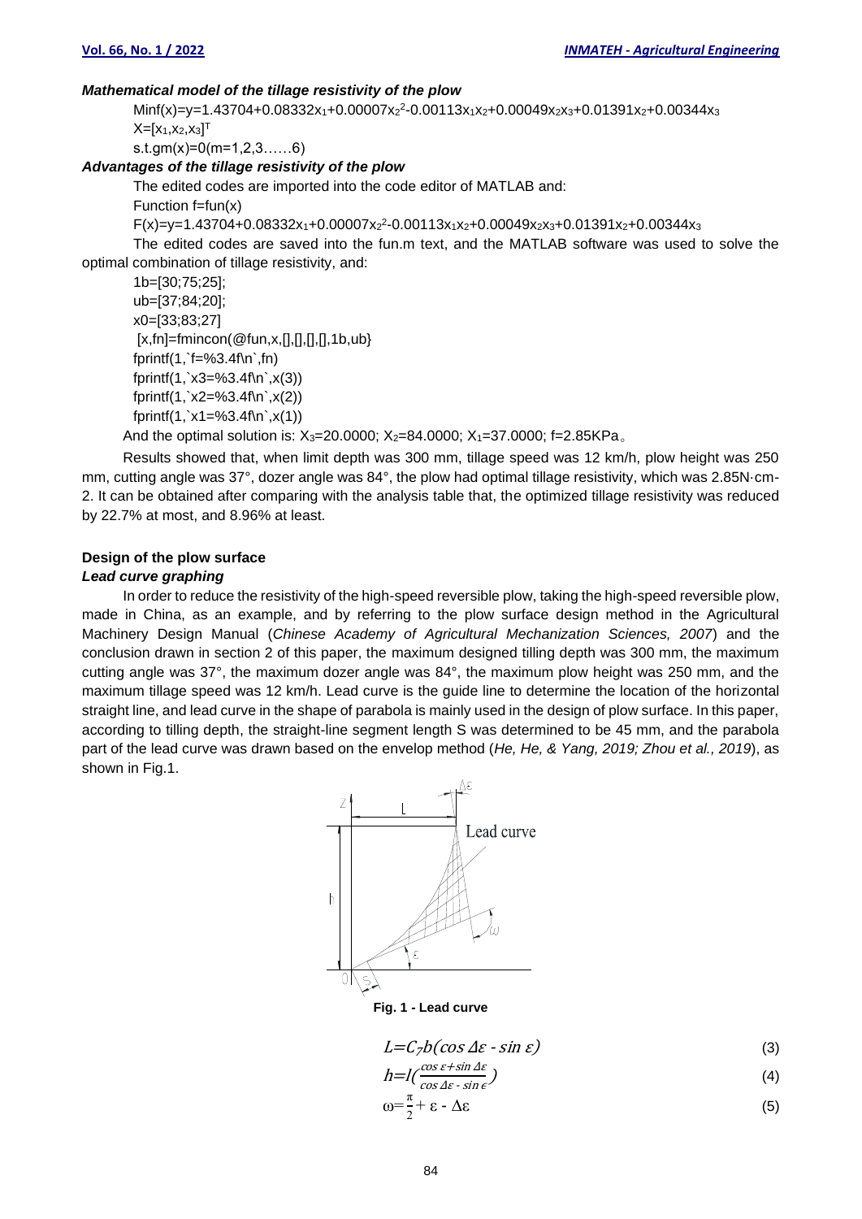***Mathematical model of the tillage resistivity of the plow***

$\text{Minf}(x)=y=1.43704+0.08332x_1+0.00007x_2^2-0.00113x_1x_2+0.00049x_2x_3+0.01391x_2+0.00344x_3$

$X=[x_1,x_2,x_3]^T$

$\text{s.t.}\,g_m(x)=0\,(m=1,2,3\ldots\ldots6)$

***Advantages of the tillage resistivity of the plow***

The edited codes are imported into the code editor of MATLAB and:

Function f=fun(x)

$F(x)=y=1.43704+0.08332x_1+0.00007x_2^2-0.00113x_1x_2+0.00049x_2x_3+0.01391x_2+0.00344x_3$

The edited codes are saved into the fun.m text, and the MATLAB software was used to solve the optimal combination of tillage resistivity, and:

```
1b=[30;75;25];
ub=[37;84;20];
x0=[33;83;27]
 [x,fn]=fmincon(@fun,x,[],[],[],[],1b,ub}
fprintf(1,`f=%3.4f\n`,fn)
fprintf(1,`x3=%3.4f\n`,x(3))
fprintf(1,`x2=%3.4f\n`,x(2))
fprintf(1,`x1=%3.4f\n`,x(1))
```

And the optimal solution is: $X_3$=20.0000; $X_2$=84.0000; $X_1$=37.0000; f=2.85KPa。

Results showed that, when limit depth was 300 mm, tillage speed was 12 km/h, plow height was 250 mm, cutting angle was 37°, dozer angle was 84°, the plow had optimal tillage resistivity, which was 2.85N·cm-2. It can be obtained after comparing with the analysis table that, the optimized tillage resistivity was reduced by 22.7% at most, and 8.96% at least.

### Design of the plow surface

***Lead curve graphing***

In order to reduce the resistivity of the high-speed reversible plow, taking the high-speed reversible plow, made in China, as an example, and by referring to the plow surface design method in the Agricultural Machinery Design Manual (*Chinese Academy of Agricultural Mechanization Sciences, 2007*) and the conclusion drawn in section 2 of this paper, the maximum designed tilling depth was 300 mm, the maximum cutting angle was 37°, the maximum dozer angle was 84°, the maximum plow height was 250 mm, and the maximum tillage speed was 12 km/h. Lead curve is the guide line to determine the location of the horizontal straight line, and lead curve in the shape of parabola is mainly used in the design of plow surface. In this paper, according to tilling depth, the straight-line segment length S was determined to be 45 mm, and the parabola part of the lead curve was drawn based on the envelop method (*He, He, & Yang, 2019; Zhou et al., 2019*), as shown in Fig.1.

**Fig. 1 - Lead curve**

$$L=C_7b(\cos\Delta\varepsilon-\sin\varepsilon) \tag{3}$$

$$h=l\left(\frac{\cos\varepsilon+\sin\Delta\varepsilon}{\cos\Delta\varepsilon-\sin\varepsilon}\right) \tag{4}$$

$$\omega=\frac{\pi}{2}+\varepsilon-\Delta\varepsilon \tag{5}$$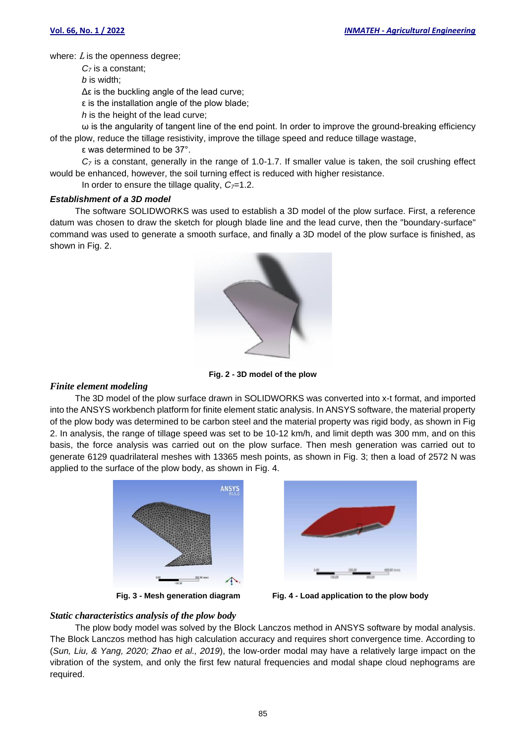where: $L$ is the openness degree;

$C_7$ is a constant;

$b$ is width;

$\Delta\varepsilon$ is the buckling angle of the lead curve;

$\varepsilon$ is the installation angle of the plow blade;

$h$ is the height of the lead curve;

$\omega$ is the angularity of tangent line of the end point. In order to improve the ground-breaking efficiency of the plow, reduce the tillage resistivity, improve the tillage speed and reduce tillage wastage,

$\varepsilon$ was determined to be 37°.

$C_7$ is a constant, generally in the range of 1.0-1.7. If smaller value is taken, the soil crushing effect would be enhanced, however, the soil turning effect is reduced with higher resistance.

In order to ensure the tillage quality, $C_7$=1.2.

### *Establishment of a 3D model*

The software SOLIDWORKS was used to establish a 3D model of the plow surface. First, a reference datum was chosen to draw the sketch for plough blade line and the lead curve, then the "boundary-surface" command was used to generate a smooth surface, and finally a 3D model of the plow surface is finished, as shown in Fig. 2.

**Fig. 2 - 3D model of the plow**

### *Finite element modeling*

The 3D model of the plow surface drawn in SOLIDWORKS was converted into x-t format, and imported into the ANSYS workbench platform for finite element static analysis. In ANSYS software, the material property of the plow body was determined to be carbon steel and the material property was rigid body, as shown in Fig 2. In analysis, the range of tillage speed was set to be 10-12 km/h, and limit depth was 300 mm, and on this basis, the force analysis was carried out on the plow surface. Then mesh generation was carried out to generate 6129 quadrilateral meshes with 13365 mesh points, as shown in Fig. 3; then a load of 2572 N was applied to the surface of the plow body, as shown in Fig. 4.

**Fig. 3 - Mesh generation diagram**

**Fig. 4 - Load application to the plow body**

### *Static characteristics analysis of the plow body*

The plow body model was solved by the Block Lanczos method in ANSYS software by modal analysis. The Block Lanczos method has high calculation accuracy and requires short convergence time. According to (*Sun, Liu, & Yang, 2020; Zhao et al., 2019*), the low-order modal may have a relatively large impact on the vibration of the system, and only the first few natural frequencies and modal shape cloud nephograms are required.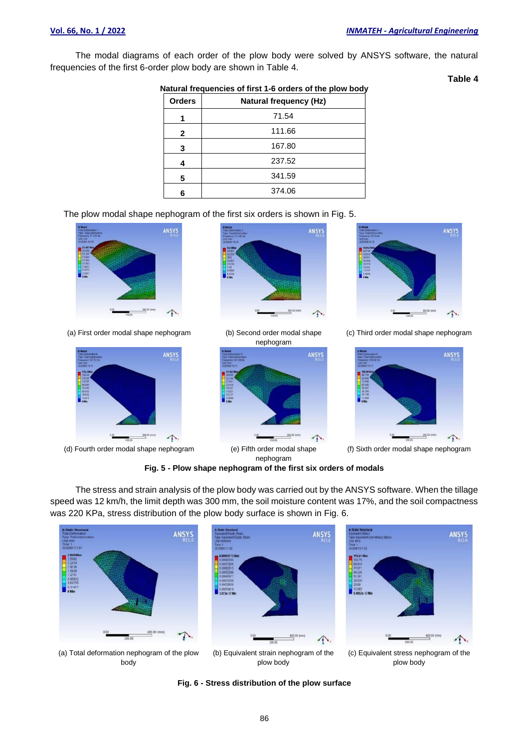The modal diagrams of each order of the plow body were solved by ANSYS software, the natural frequencies of the first 6-order plow body are shown in Table 4.

**Table 4**

**Natural frequencies of first 1-6 orders of the plow body**

| Orders | Natural frequency (Hz) |
|---|---|
| 1 | 71.54 |
| 2 | 111.66 |
| 3 | 167.80 |
| 4 | 237.52 |
| 5 | 341.59 |
| 6 | 374.06 |

The plow modal shape nephogram of the first six orders is shown in Fig. 5.

(a) First order modal shape nephogram

(b) Second order modal shape nephogram

(c) Third order modal shape nephogram

(d) Fourth order modal shape nephogram

(e) Fifth order modal shape nephogram

(f) Sixth order modal shape nephogram

**Fig. 5 - Plow shape nephogram of the first six orders of modals**

The stress and strain analysis of the plow body was carried out by the ANSYS software. When the tillage speed was 12 km/h, the limit depth was 300 mm, the soil moisture content was 17%, and the soil compactness was 220 KPa, stress distribution of the plow body surface is shown in Fig. 6.

(a) Total deformation nephogram of the plow body

(b) Equivalent strain nephogram of the plow body

(c) Equivalent stress nephogram of the plow body

**Fig. 6 - Stress distribution of the plow surface**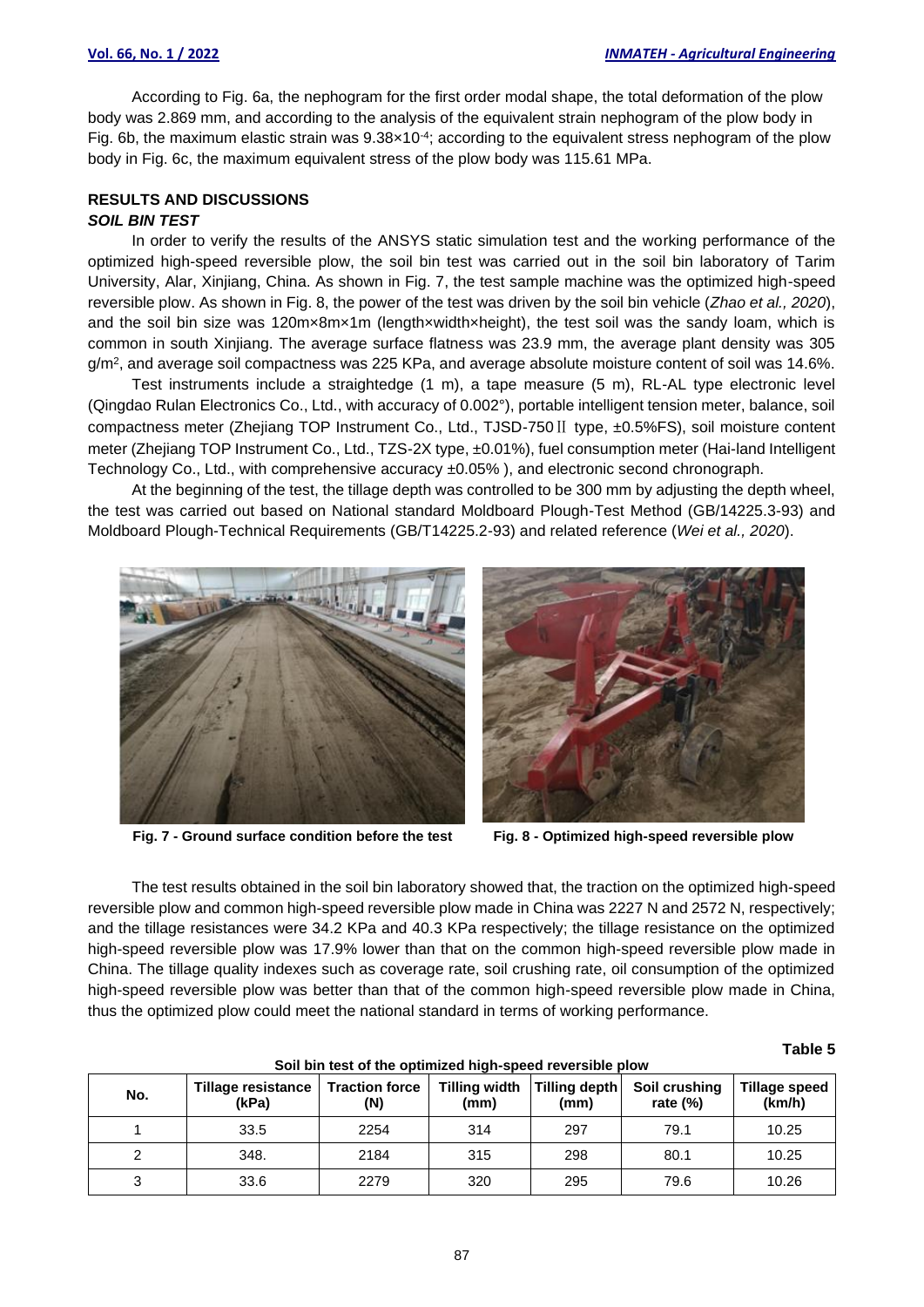According to Fig. 6a, the nephogram for the first order modal shape, the total deformation of the plow body was 2.869 mm, and according to the analysis of the equivalent strain nephogram of the plow body in Fig. 6b, the maximum elastic strain was $9.38\times10^{-4}$; according to the equivalent stress nephogram of the plow body in Fig. 6c, the maximum equivalent stress of the plow body was 115.61 MPa.

## RESULTS AND DISCUSSIONS

### *SOIL BIN TEST*

In order to verify the results of the ANSYS static simulation test and the working performance of the optimized high-speed reversible plow, the soil bin test was carried out in the soil bin laboratory of Tarim University, Alar, Xinjiang, China. As shown in Fig. 7, the test sample machine was the optimized high-speed reversible plow. As shown in Fig. 8, the power of the test was driven by the soil bin vehicle (*Zhao et al., 2020*), and the soil bin size was 120m×8m×1m (length×width×height), the test soil was the sandy loam, which is common in south Xinjiang. The average surface flatness was 23.9 mm, the average plant density was 305 g/m$^2$, and average soil compactness was 225 KPa, and average absolute moisture content of soil was 14.6%.

Test instruments include a straightedge (1 m), a tape measure (5 m), RL-AL type electronic level (Qingdao Rulan Electronics Co., Ltd., with accuracy of 0.002°), portable intelligent tension meter, balance, soil compactness meter (Zhejiang TOP Instrument Co., Ltd., TJSD-750Ⅱ type, ±0.5%FS), soil moisture content meter (Zhejiang TOP Instrument Co., Ltd., TZS-2X type, ±0.01%), fuel consumption meter (Hai-land Intelligent Technology Co., Ltd., with comprehensive accuracy ±0.05% ), and electronic second chronograph.

At the beginning of the test, the tillage depth was controlled to be 300 mm by adjusting the depth wheel, the test was carried out based on National standard Moldboard Plough-Test Method (GB/14225.3-93) and Moldboard Plough-Technical Requirements (GB/T14225.2-93) and related reference (*Wei et al., 2020*).

**Fig. 7 - Ground surface condition before the test**

**Fig. 8 - Optimized high-speed reversible plow**

The test results obtained in the soil bin laboratory showed that, the traction on the optimized high-speed reversible plow and common high-speed reversible plow made in China was 2227 N and 2572 N, respectively; and the tillage resistances were 34.2 KPa and 40.3 KPa respectively; the tillage resistance on the optimized high-speed reversible plow was 17.9% lower than that on the common high-speed reversible plow made in China. The tillage quality indexes such as coverage rate, soil crushing rate, oil consumption of the optimized high-speed reversible plow was better than that of the common high-speed reversible plow made in China, thus the optimized plow could meet the national standard in terms of working performance.

**Table 5**

**Soil bin test of the optimized high-speed reversible plow**

| No. | Tillage resistance (kPa) | Traction force (N) | Tilling width (mm) | Tilling depth (mm) | Soil crushing rate (%) | Tillage speed (km/h) |
|---|---|---|---|---|---|---|
| 1 | 33.5 | 2254 | 314 | 297 | 79.1 | 10.25 |
| 2 | 348. | 2184 | 315 | 298 | 80.1 | 10.25 |
| 3 | 33.6 | 2279 | 320 | 295 | 79.6 | 10.26 |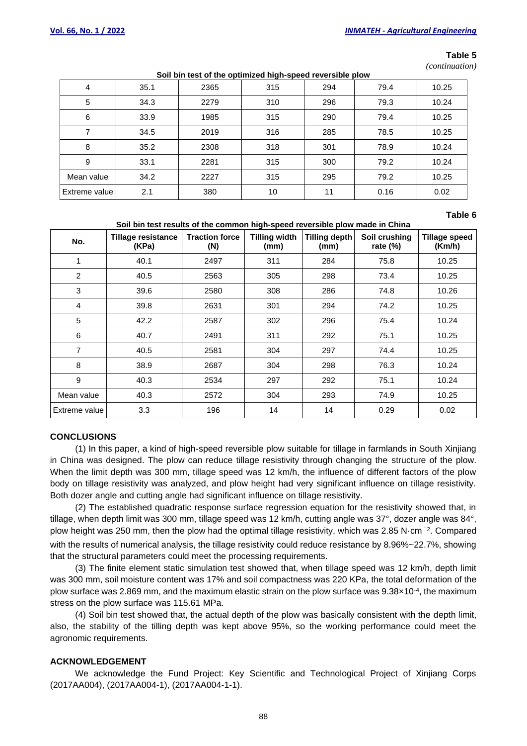**Table 5**

*(continuation)*

**Soil bin test of the optimized high-speed reversible plow**

| | | | | | | |
|---|---|---|---|---|---|---|
| 4 | 35.1 | 2365 | 315 | 294 | 79.4 | 10.25 |
| 5 | 34.3 | 2279 | 310 | 296 | 79.3 | 10.24 |
| 6 | 33.9 | 1985 | 315 | 290 | 79.4 | 10.25 |
| 7 | 34.5 | 2019 | 316 | 285 | 78.5 | 10.25 |
| 8 | 35.2 | 2308 | 318 | 301 | 78.9 | 10.24 |
| 9 | 33.1 | 2281 | 315 | 300 | 79.2 | 10.24 |
| Mean value | 34.2 | 2227 | 315 | 295 | 79.2 | 10.25 |
| Extreme value | 2.1 | 380 | 10 | 11 | 0.16 | 0.02 |

**Table 6**

**Soil bin test results of the common high-speed reversible plow made in China**

| No. | Tillage resistance (KPa) | Traction force (N) | Tilling width (mm) | Tilling depth (mm) | Soil crushing rate (%) | Tillage speed (Km/h) |
|---|---|---|---|---|---|---|
| 1 | 40.1 | 2497 | 311 | 284 | 75.8 | 10.25 |
| 2 | 40.5 | 2563 | 305 | 298 | 73.4 | 10.25 |
| 3 | 39.6 | 2580 | 308 | 286 | 74.8 | 10.26 |
| 4 | 39.8 | 2631 | 301 | 294 | 74.2 | 10.25 |
| 5 | 42.2 | 2587 | 302 | 296 | 75.4 | 10.24 |
| 6 | 40.7 | 2491 | 311 | 292 | 75.1 | 10.25 |
| 7 | 40.5 | 2581 | 304 | 297 | 74.4 | 10.25 |
| 8 | 38.9 | 2687 | 304 | 298 | 76.3 | 10.24 |
| 9 | 40.3 | 2534 | 297 | 292 | 75.1 | 10.24 |
| Mean value | 40.3 | 2572 | 304 | 293 | 74.9 | 10.25 |
| Extreme value | 3.3 | 196 | 14 | 14 | 0.29 | 0.02 |

## CONCLUSIONS

(1) In this paper, a kind of high-speed reversible plow suitable for tillage in farmlands in South Xinjiang in China was designed. The plow can reduce tillage resistivity through changing the structure of the plow. When the limit depth was 300 mm, tillage speed was 12 km/h, the influence of different factors of the plow body on tillage resistivity was analyzed, and plow height had very significant influence on tillage resistivity. Both dozer angle and cutting angle had significant influence on tillage resistivity.

(2) The established quadratic response surface regression equation for the resistivity showed that, in tillage, when depth limit was 300 mm, tillage speed was 12 km/h, cutting angle was 37°, dozer angle was 84°, plow height was 250 mm, then the plow had the optimal tillage resistivity, which was 2.85 $N \cdot cm^{-2}$. Compared with the results of numerical analysis, the tillage resistivity could reduce resistance by 8.96%~22.7%, showing that the structural parameters could meet the processing requirements.

(3) The finite element static simulation test showed that, when tillage speed was 12 km/h, depth limit was 300 mm, soil moisture content was 17% and soil compactness was 220 KPa, the total deformation of the plow surface was 2.869 mm, and the maximum elastic strain on the plow surface was $9.38 \times 10^{-4}$, the maximum stress on the plow surface was 115.61 MPa.

(4) Soil bin test showed that, the actual depth of the plow was basically consistent with the depth limit, also, the stability of the tilling depth was kept above 95%, so the working performance could meet the agronomic requirements.

## ACKNOWLEDGEMENT

We acknowledge the Fund Project: Key Scientific and Technological Project of Xinjiang Corps (2017AA004), (2017AA004-1), (2017AA004-1-1).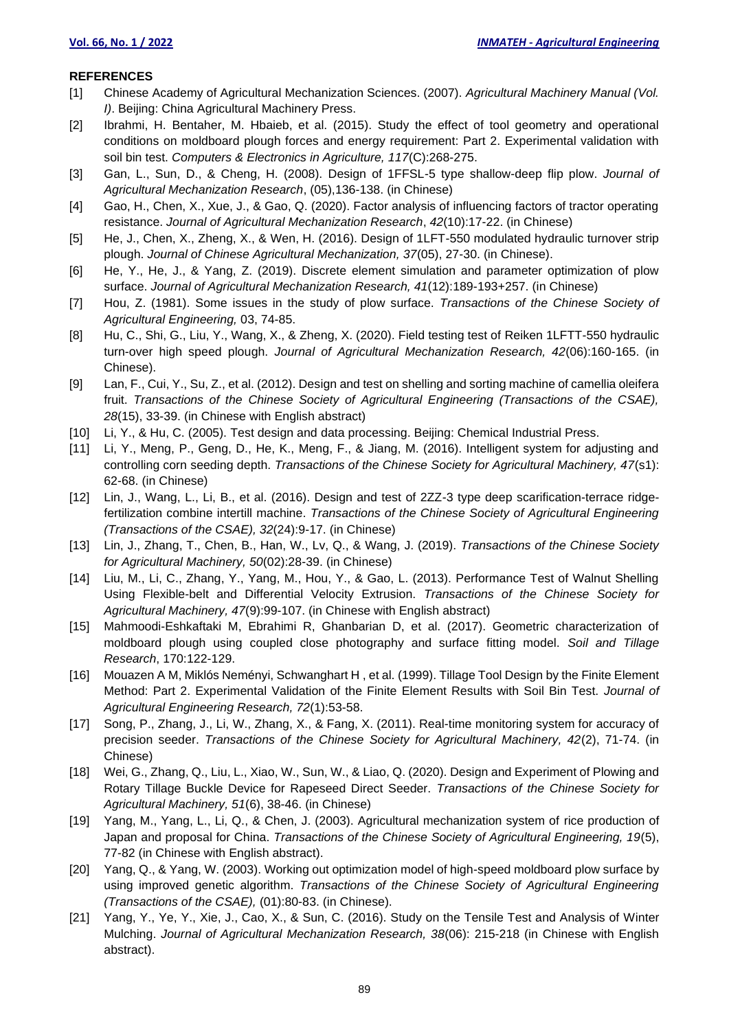**REFERENCES**

[1] Chinese Academy of Agricultural Mechanization Sciences. (2007). *Agricultural Machinery Manual (Vol. I)*. Beijing: China Agricultural Machinery Press.

[2] Ibrahmi, H. Bentaher, M. Hbaieb, et al. (2015). Study the effect of tool geometry and operational conditions on moldboard plough forces and energy requirement: Part 2. Experimental validation with soil bin test. *Computers & Electronics in Agriculture, 117*(C):268-275.

[3] Gan, L., Sun, D., & Cheng, H. (2008). Design of 1FFSL-5 type shallow-deep flip plow. *Journal of Agricultural Mechanization Research*, (05),136-138. (in Chinese)

[4] Gao, H., Chen, X., Xue, J., & Gao, Q. (2020). Factor analysis of influencing factors of tractor operating resistance. *Journal of Agricultural Mechanization Research*, *42*(10):17-22. (in Chinese)

[5] He, J., Chen, X., Zheng, X., & Wen, H. (2016). Design of 1LFT-550 modulated hydraulic turnover strip plough. *Journal of Chinese Agricultural Mechanization, 37*(05), 27-30. (in Chinese).

[6] He, Y., He, J., & Yang, Z. (2019). Discrete element simulation and parameter optimization of plow surface. *Journal of Agricultural Mechanization Research, 41*(12):189-193+257. (in Chinese)

[7] Hou, Z. (1981). Some issues in the study of plow surface. *Transactions of the Chinese Society of Agricultural Engineering,* 03, 74-85.

[8] Hu, C., Shi, G., Liu, Y., Wang, X., & Zheng, X. (2020). Field testing test of Reiken 1LFTT-550 hydraulic turn-over high speed plough. *Journal of Agricultural Mechanization Research, 42*(06):160-165. (in Chinese).

[9] Lan, F., Cui, Y., Su, Z., et al. (2012). Design and test on shelling and sorting machine of camellia oleifera fruit. *Transactions of the Chinese Society of Agricultural Engineering (Transactions of the CSAE), 28*(15), 33-39. (in Chinese with English abstract)

[10] Li, Y., & Hu, C. (2005). Test design and data processing. Beijing: Chemical Industrial Press.

[11] Li, Y., Meng, P., Geng, D., He, K., Meng, F., & Jiang, M. (2016). Intelligent system for adjusting and controlling corn seeding depth. *Transactions of the Chinese Society for Agricultural Machinery, 47*(s1): 62-68. (in Chinese)

[12] Lin, J., Wang, L., Li, B., et al. (2016). Design and test of 2ZZ-3 type deep scarification-terrace ridge-fertilization combine intertill machine. *Transactions of the Chinese Society of Agricultural Engineering (Transactions of the CSAE), 32*(24):9-17. (in Chinese)

[13] Lin, J., Zhang, T., Chen, B., Han, W., Lv, Q., & Wang, J. (2019). *Transactions of the Chinese Society for Agricultural Machinery, 50*(02):28-39. (in Chinese)

[14] Liu, M., Li, C., Zhang, Y., Yang, M., Hou, Y., & Gao, L. (2013). Performance Test of Walnut Shelling Using Flexible-belt and Differential Velocity Extrusion. *Transactions of the Chinese Society for Agricultural Machinery, 47*(9):99-107. (in Chinese with English abstract)

[15] Mahmoodi-Eshkaftaki M, Ebrahimi R, Ghanbarian D, et al. (2017). Geometric characterization of moldboard plough using coupled close photography and surface fitting model. *Soil and Tillage Research*, 170:122-129.

[16] Mouazen A M, Miklós Neményi, Schwanghart H , et al. (1999). Tillage Tool Design by the Finite Element Method: Part 2. Experimental Validation of the Finite Element Results with Soil Bin Test. *Journal of Agricultural Engineering Research, 72*(1):53-58.

[17] Song, P., Zhang, J., Li, W., Zhang, X., & Fang, X. (2011). Real-time monitoring system for accuracy of precision seeder. *Transactions of the Chinese Society for Agricultural Machinery, 42*(2), 71-74. (in Chinese)

[18] Wei, G., Zhang, Q., Liu, L., Xiao, W., Sun, W., & Liao, Q. (2020). Design and Experiment of Plowing and Rotary Tillage Buckle Device for Rapeseed Direct Seeder. *Transactions of the Chinese Society for Agricultural Machinery, 51*(6), 38-46. (in Chinese)

[19] Yang, M., Yang, L., Li, Q., & Chen, J. (2003). Agricultural mechanization system of rice production of Japan and proposal for China. *Transactions of the Chinese Society of Agricultural Engineering, 19*(5), 77-82 (in Chinese with English abstract).

[20] Yang, Q., & Yang, W. (2003). Working out optimization model of high-speed moldboard plow surface by using improved genetic algorithm. *Transactions of the Chinese Society of Agricultural Engineering (Transactions of the CSAE),* (01):80-83. (in Chinese).

[21] Yang, Y., Ye, Y., Xie, J., Cao, X., & Sun, C. (2016). Study on the Tensile Test and Analysis of Winter Mulching. *Journal of Agricultural Mechanization Research, 38*(06): 215-218 (in Chinese with English abstract).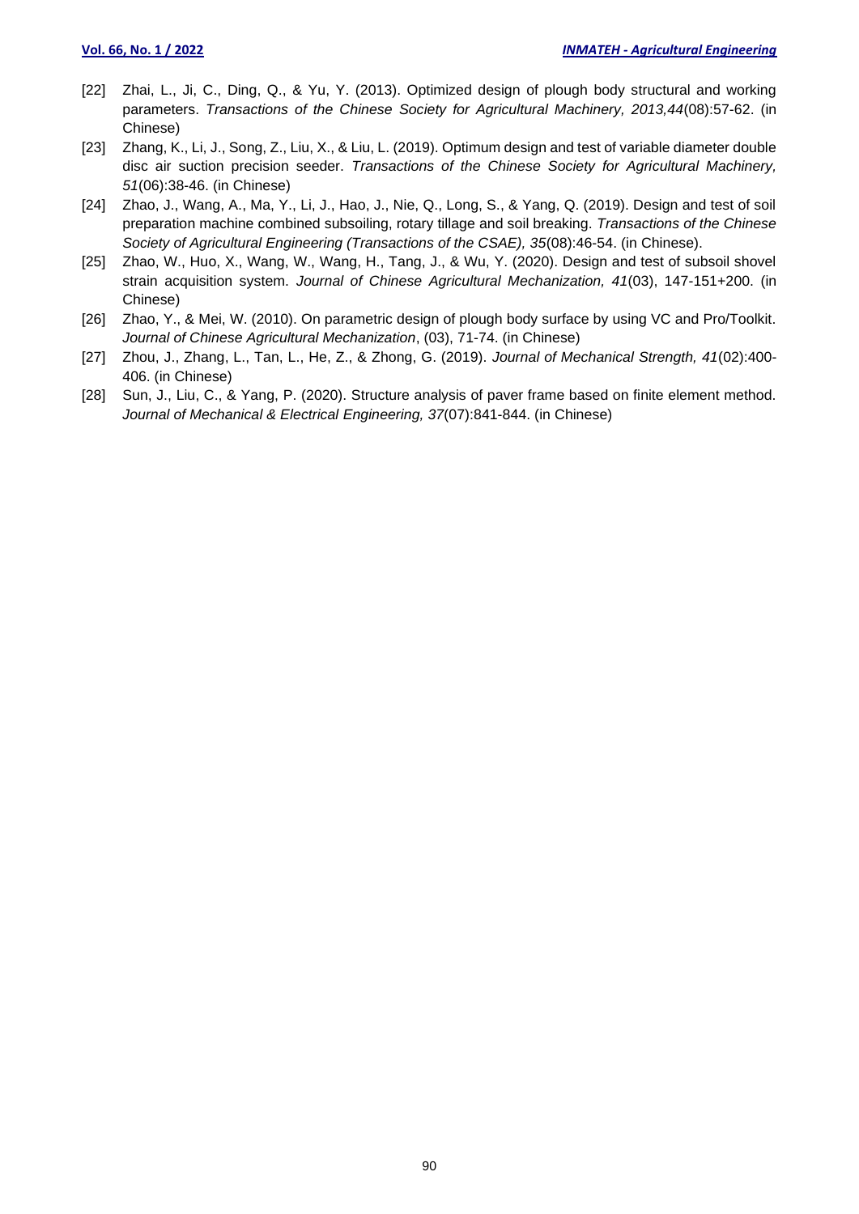[22] Zhai, L., Ji, C., Ding, Q., & Yu, Y. (2013). Optimized design of plough body structural and working parameters. *Transactions of the Chinese Society for Agricultural Machinery, 2013,44*(08):57-62. (in Chinese)

[23] Zhang, K., Li, J., Song, Z., Liu, X., & Liu, L. (2019). Optimum design and test of variable diameter double disc air suction precision seeder. *Transactions of the Chinese Society for Agricultural Machinery, 51*(06):38-46. (in Chinese)

[24] Zhao, J., Wang, A., Ma, Y., Li, J., Hao, J., Nie, Q., Long, S., & Yang, Q. (2019). Design and test of soil preparation machine combined subsoiling, rotary tillage and soil breaking. *Transactions of the Chinese Society of Agricultural Engineering (Transactions of the CSAE), 35*(08):46-54. (in Chinese).

[25] Zhao, W., Huo, X., Wang, W., Wang, H., Tang, J., & Wu, Y. (2020). Design and test of subsoil shovel strain acquisition system. *Journal of Chinese Agricultural Mechanization, 41*(03), 147-151+200. (in Chinese)

[26] Zhao, Y., & Mei, W. (2010). On parametric design of plough body surface by using VC and Pro/Toolkit. *Journal of Chinese Agricultural Mechanization*, (03), 71-74. (in Chinese)

[27] Zhou, J., Zhang, L., Tan, L., He, Z., & Zhong, G. (2019). *Journal of Mechanical Strength, 41*(02):400-406. (in Chinese)

[28] Sun, J., Liu, C., & Yang, P. (2020). Structure analysis of paver frame based on finite element method. *Journal of Mechanical & Electrical Engineering, 37*(07):841-844. (in Chinese)